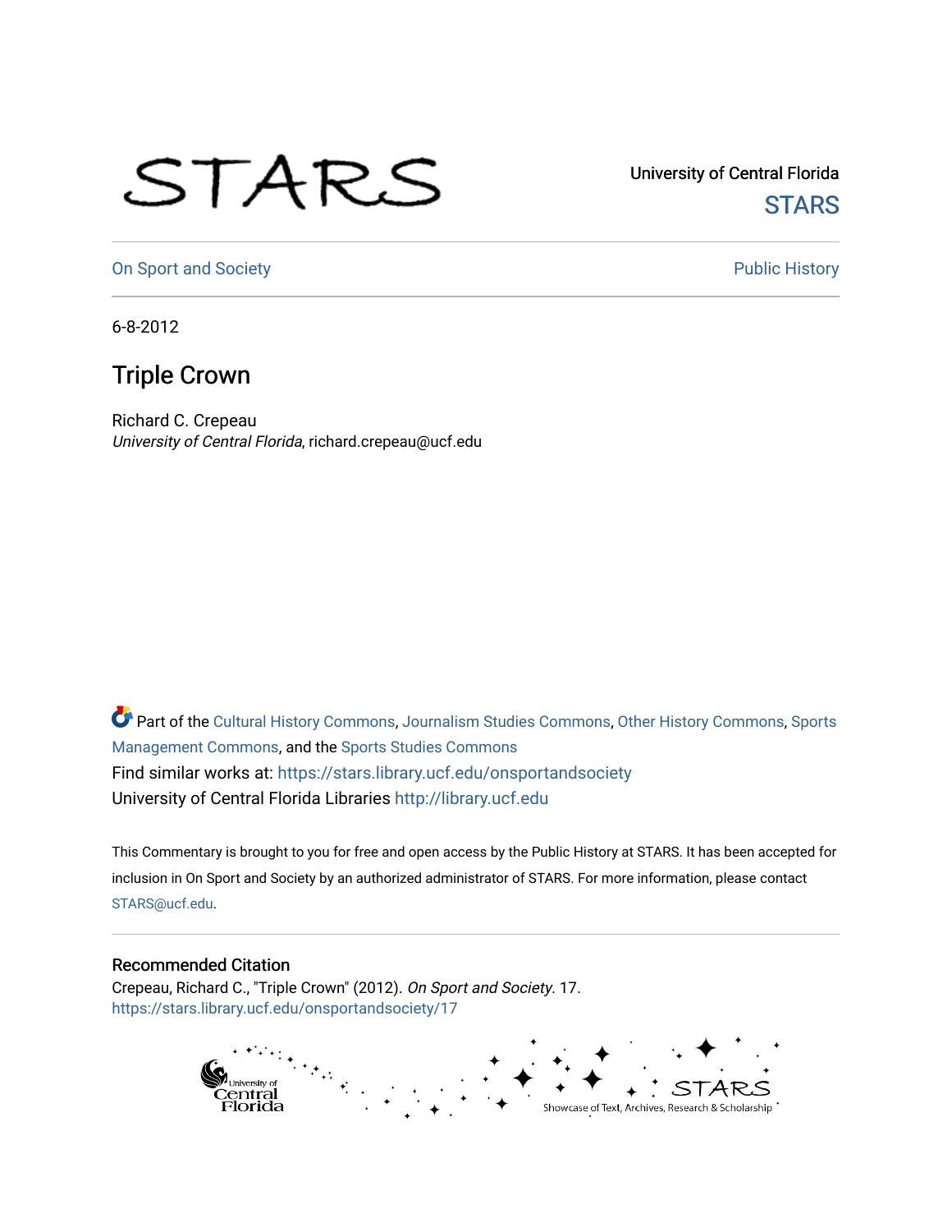University of Central Florida

STARS

On Sport and Society

Public History

6-8-2012

# Triple Crown

Richard C. Crepeau
*University of Central Florida*, richard.crepeau@ucf.edu

Part of the Cultural History Commons, Journalism Studies Commons, Other History Commons, Sports Management Commons, and the Sports Studies Commons
Find similar works at: https://stars.library.ucf.edu/onsportandsociety
University of Central Florida Libraries http://library.ucf.edu

This Commentary is brought to you for free and open access by the Public History at STARS. It has been accepted for inclusion in On Sport and Society by an authorized administrator of STARS. For more information, please contact STARS@ucf.edu.

## Recommended Citation

Crepeau, Richard C., "Triple Crown" (2012). *On Sport and Society*. 17.
https://stars.library.ucf.edu/onsportandsociety/17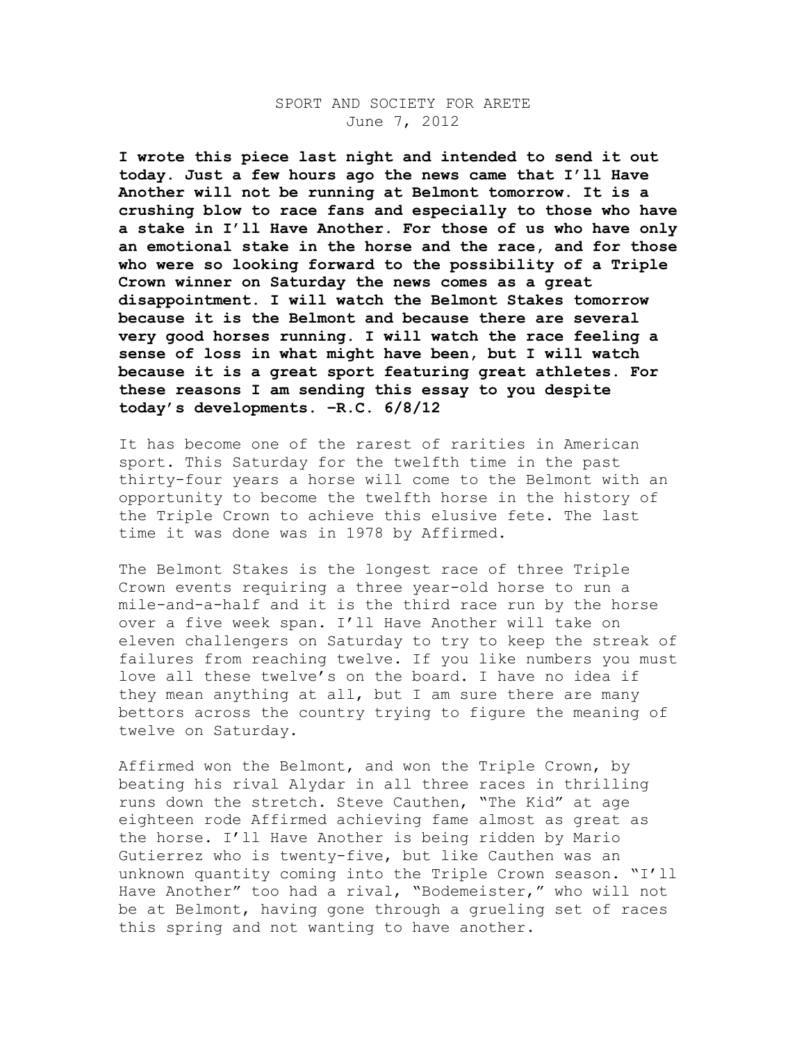SPORT AND SOCIETY FOR ARETE
June 7, 2012

**I wrote this piece last night and intended to send it out today. Just a few hours ago the news came that I'll Have Another will not be running at Belmont tomorrow. It is a crushing blow to race fans and especially to those who have a stake in I'll Have Another. For those of us who have only an emotional stake in the horse and the race, and for those who were so looking forward to the possibility of a Triple Crown winner on Saturday the news comes as a great disappointment. I will watch the Belmont Stakes tomorrow because it is the Belmont and because there are several very good horses running. I will watch the race feeling a sense of loss in what might have been, but I will watch because it is a great sport featuring great athletes. For these reasons I am sending this essay to you despite today's developments. –R.C. 6/8/12**

It has become one of the rarest of rarities in American sport. This Saturday for the twelfth time in the past thirty-four years a horse will come to the Belmont with an opportunity to become the twelfth horse in the history of the Triple Crown to achieve this elusive fete. The last time it was done was in 1978 by Affirmed.

The Belmont Stakes is the longest race of three Triple Crown events requiring a three year-old horse to run a mile-and-a-half and it is the third race run by the horse over a five week span. I'll Have Another will take on eleven challengers on Saturday to try to keep the streak of failures from reaching twelve. If you like numbers you must love all these twelve's on the board. I have no idea if they mean anything at all, but I am sure there are many bettors across the country trying to figure the meaning of twelve on Saturday.

Affirmed won the Belmont, and won the Triple Crown, by beating his rival Alydar in all three races in thrilling runs down the stretch. Steve Cauthen, "The Kid" at age eighteen rode Affirmed achieving fame almost as great as the horse. I'll Have Another is being ridden by Mario Gutierrez who is twenty-five, but like Cauthen was an unknown quantity coming into the Triple Crown season. "I'll Have Another" too had a rival, "Bodemeister," who will not be at Belmont, having gone through a grueling set of races this spring and not wanting to have another.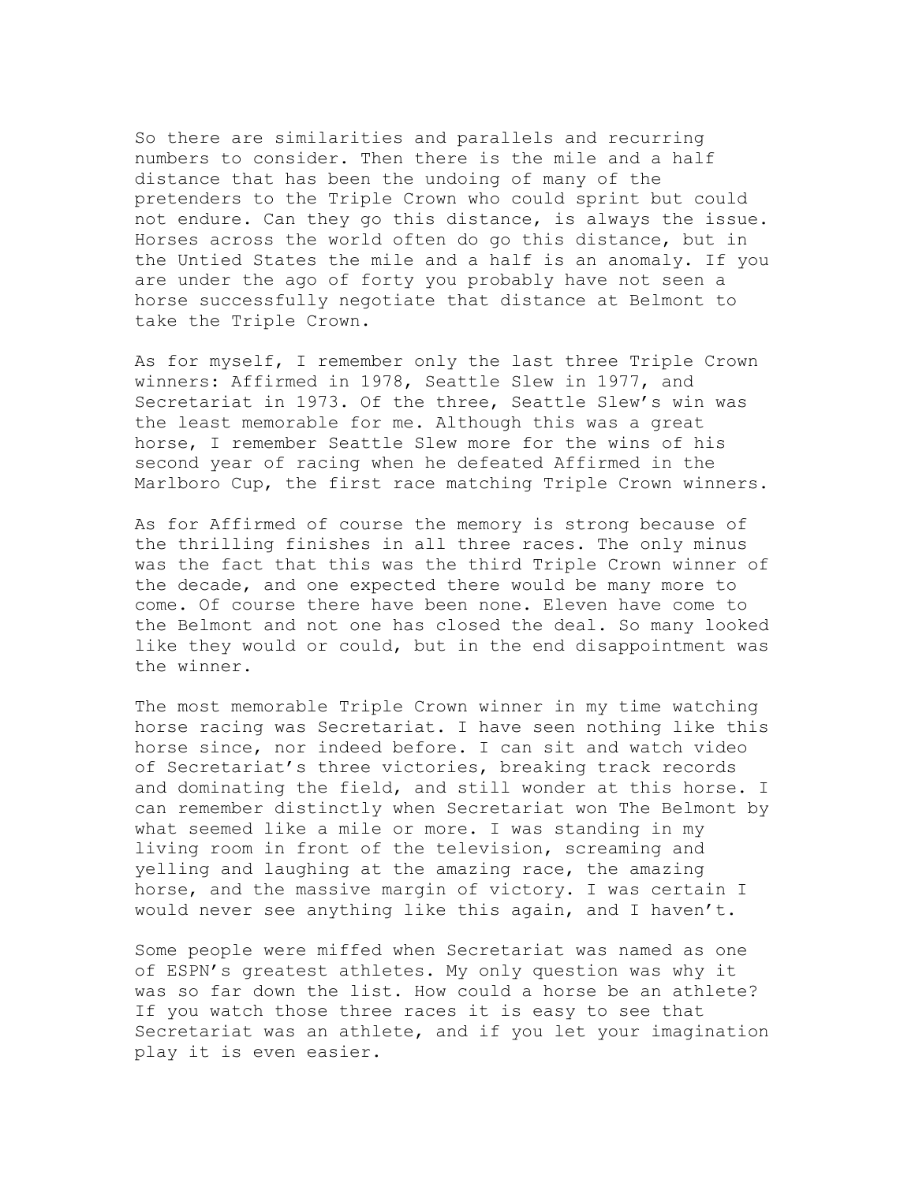So there are similarities and parallels and recurring numbers to consider. Then there is the mile and a half distance that has been the undoing of many of the pretenders to the Triple Crown who could sprint but could not endure. Can they go this distance, is always the issue. Horses across the world often do go this distance, but in the Untied States the mile and a half is an anomaly. If you are under the ago of forty you probably have not seen a horse successfully negotiate that distance at Belmont to take the Triple Crown.

As for myself, I remember only the last three Triple Crown winners: Affirmed in 1978, Seattle Slew in 1977, and Secretariat in 1973. Of the three, Seattle Slew's win was the least memorable for me. Although this was a great horse, I remember Seattle Slew more for the wins of his second year of racing when he defeated Affirmed in the Marlboro Cup, the first race matching Triple Crown winners.

As for Affirmed of course the memory is strong because of the thrilling finishes in all three races. The only minus was the fact that this was the third Triple Crown winner of the decade, and one expected there would be many more to come. Of course there have been none. Eleven have come to the Belmont and not one has closed the deal. So many looked like they would or could, but in the end disappointment was the winner.

The most memorable Triple Crown winner in my time watching horse racing was Secretariat. I have seen nothing like this horse since, nor indeed before. I can sit and watch video of Secretariat's three victories, breaking track records and dominating the field, and still wonder at this horse. I can remember distinctly when Secretariat won The Belmont by what seemed like a mile or more. I was standing in my living room in front of the television, screaming and yelling and laughing at the amazing race, the amazing horse, and the massive margin of victory. I was certain I would never see anything like this again, and I haven't.

Some people were miffed when Secretariat was named as one of ESPN's greatest athletes. My only question was why it was so far down the list. How could a horse be an athlete? If you watch those three races it is easy to see that Secretariat was an athlete, and if you let your imagination play it is even easier.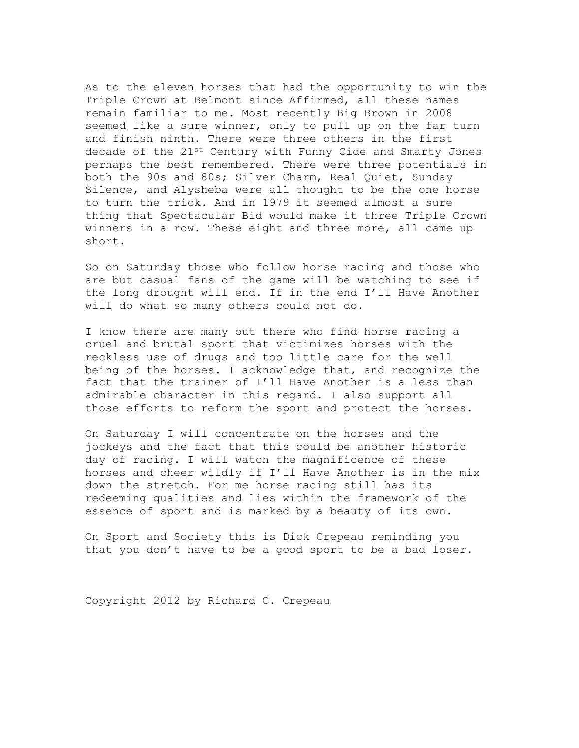As to the eleven horses that had the opportunity to win the Triple Crown at Belmont since Affirmed, all these names remain familiar to me. Most recently Big Brown in 2008 seemed like a sure winner, only to pull up on the far turn and finish ninth. There were three others in the first decade of the 21st Century with Funny Cide and Smarty Jones perhaps the best remembered. There were three potentials in both the 90s and 80s; Silver Charm, Real Quiet, Sunday Silence, and Alysheba were all thought to be the one horse to turn the trick. And in 1979 it seemed almost a sure thing that Spectacular Bid would make it three Triple Crown winners in a row. These eight and three more, all came up short.

So on Saturday those who follow horse racing and those who are but casual fans of the game will be watching to see if the long drought will end. If in the end I'll Have Another will do what so many others could not do.

I know there are many out there who find horse racing a cruel and brutal sport that victimizes horses with the reckless use of drugs and too little care for the well being of the horses. I acknowledge that, and recognize the fact that the trainer of I'll Have Another is a less than admirable character in this regard. I also support all those efforts to reform the sport and protect the horses.

On Saturday I will concentrate on the horses and the jockeys and the fact that this could be another historic day of racing. I will watch the magnificence of these horses and cheer wildly if I'll Have Another is in the mix down the stretch. For me horse racing still has its redeeming qualities and lies within the framework of the essence of sport and is marked by a beauty of its own.

On Sport and Society this is Dick Crepeau reminding you that you don't have to be a good sport to be a bad loser.

Copyright 2012 by Richard C. Crepeau